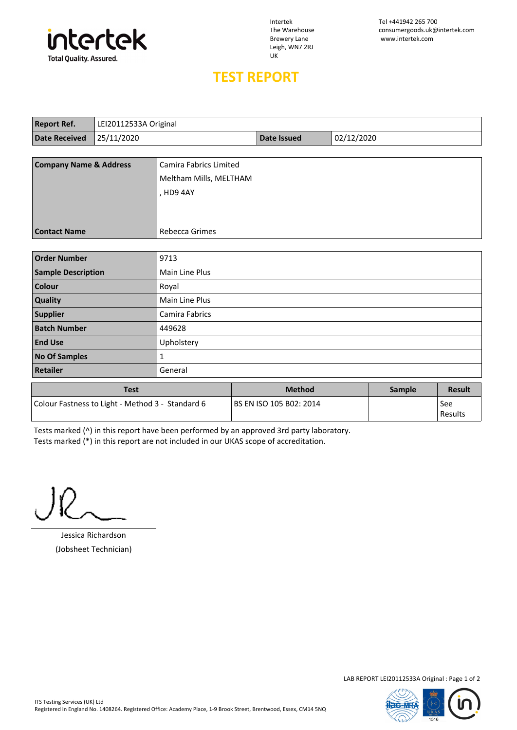intertek
Total Quality. Assured.

Intertek
The Warehouse
Brewery Lane
Leigh, WN7 2RJ
UK

Tel +441942 265 700
consumergoods.uk@intertek.com
www.intertek.com

# TEST REPORT

| Report Ref. | LEI20112533A Original | | |
|---|---|---|---|
| Date Received | 25/11/2020 | Date Issued | 02/12/2020 |

| Company Name & Address | Camira Fabrics Limited<br>Meltham Mills, MELTHAM<br>, HD9 4AY |
|---|---|
| Contact Name | Rebecca Grimes |

| Order Number | 9713 |
|---|---|
| Sample Description | Main Line Plus |
| Colour | Royal |
| Quality | Main Line Plus |
| Supplier | Camira Fabrics |
| Batch Number | 449628 |
| End Use | Upholstery |
| No Of Samples | 1 |
| Retailer | General |

| Test | Method | Sample | Result |
|---|---|---|---|
| Colour Fastness to Light - Method 3 - Standard 6 | BS EN ISO 105 B02: 2014 | | See Results |

Tests marked (^) in this report have been performed by an approved 3rd party laboratory.
Tests marked (*) in this report are not included in our UKAS scope of accreditation.

Jessica Richardson
(Jobsheet Technician)

LAB REPORT LEI20112533A Original

ITS Testing Services (UK) Ltd
Registered in England No. 1408264. Registered Office: Academy Place, 1-9 Brook Street, Brentwood, Essex, CM14 5NQ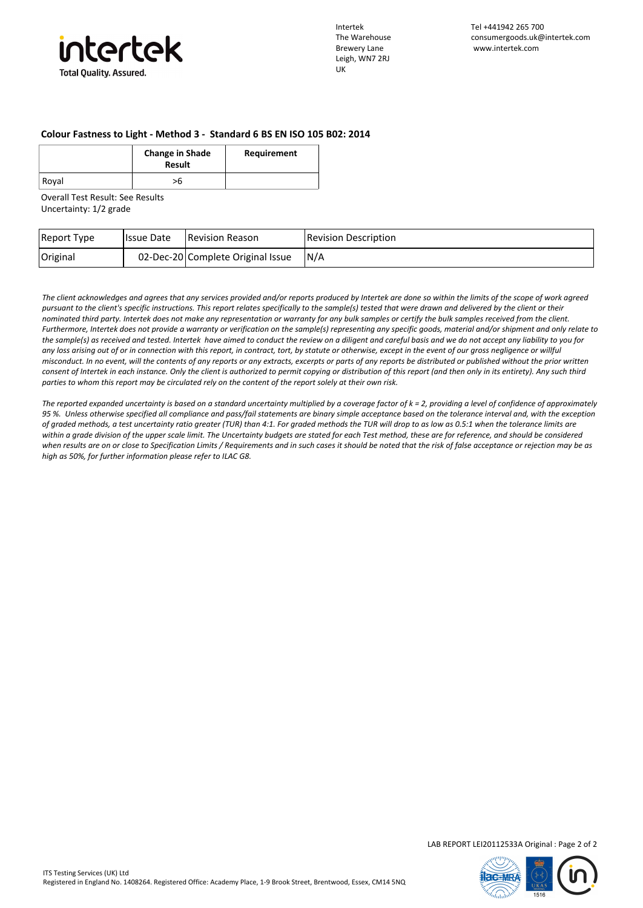Intertek
The Warehouse
Brewery Lane
Leigh, WN7 2RJ
UK

Tel +441942 265 700
consumergoods.uk@intertek.com
www.intertek.com

### Colour Fastness to Light - Method 3 - Standard 6 BS EN ISO 105 B02: 2014

| | Change in Shade Result | Requirement |
|---|---|---|
| Royal | >6 | |

Overall Test Result: See Results
Uncertainty: 1/2 grade

| Report Type | Issue Date | Revision Reason | Revision Description |
|---|---|---|---|
| Original | 02-Dec-20 | Complete Original Issue | N/A |

*The client acknowledges and agrees that any services provided and/or reports produced by Intertek are done so within the limits of the scope of work agreed pursuant to the client's specific instructions. This report relates specifically to the sample(s) tested that were drawn and delivered by the client or their nominated third party. Intertek does not make any representation or warranty for any bulk samples or certify the bulk samples received from the client. Furthermore, Intertek does not provide a warranty or verification on the sample(s) representing any specific goods, material and/or shipment and only relate to the sample(s) as received and tested. Intertek have aimed to conduct the review on a diligent and careful basis and we do not accept any liability to you for any loss arising out of or in connection with this report, in contract, tort, by statute or otherwise, except in the event of our gross negligence or willful misconduct. In no event, will the contents of any reports or any extracts, excerpts or parts of any reports be distributed or published without the prior written consent of Intertek in each instance. Only the client is authorized to permit copying or distribution of this report (and then only in its entirety). Any such third parties to whom this report may be circulated rely on the content of the report solely at their own risk.*

*The reported expanded uncertainty is based on a standard uncertainty multiplied by a coverage factor of k = 2, providing a level of confidence of approximately 95 %. Unless otherwise specified all compliance and pass/fail statements are binary simple acceptance based on the tolerance interval and, with the exception of graded methods, a test uncertainty ratio greater (TUR) than 4:1. For graded methods the TUR will drop to as low as 0.5:1 when the tolerance limits are within a grade division of the upper scale limit. The Uncertainty budgets are stated for each Test method, these are for reference, and should be considered when results are on or close to Specification Limits / Requirements and in such cases it should be noted that the risk of false acceptance or rejection may be as high as 50%, for further information please refer to ILAC G8.*

LAB REPORT LEI20112533A Original

ITS Testing Services (UK) Ltd
Registered in England No. 1408264. Registered Office: Academy Place, 1-9 Brook Street, Brentwood, Essex, CM14 5NQ